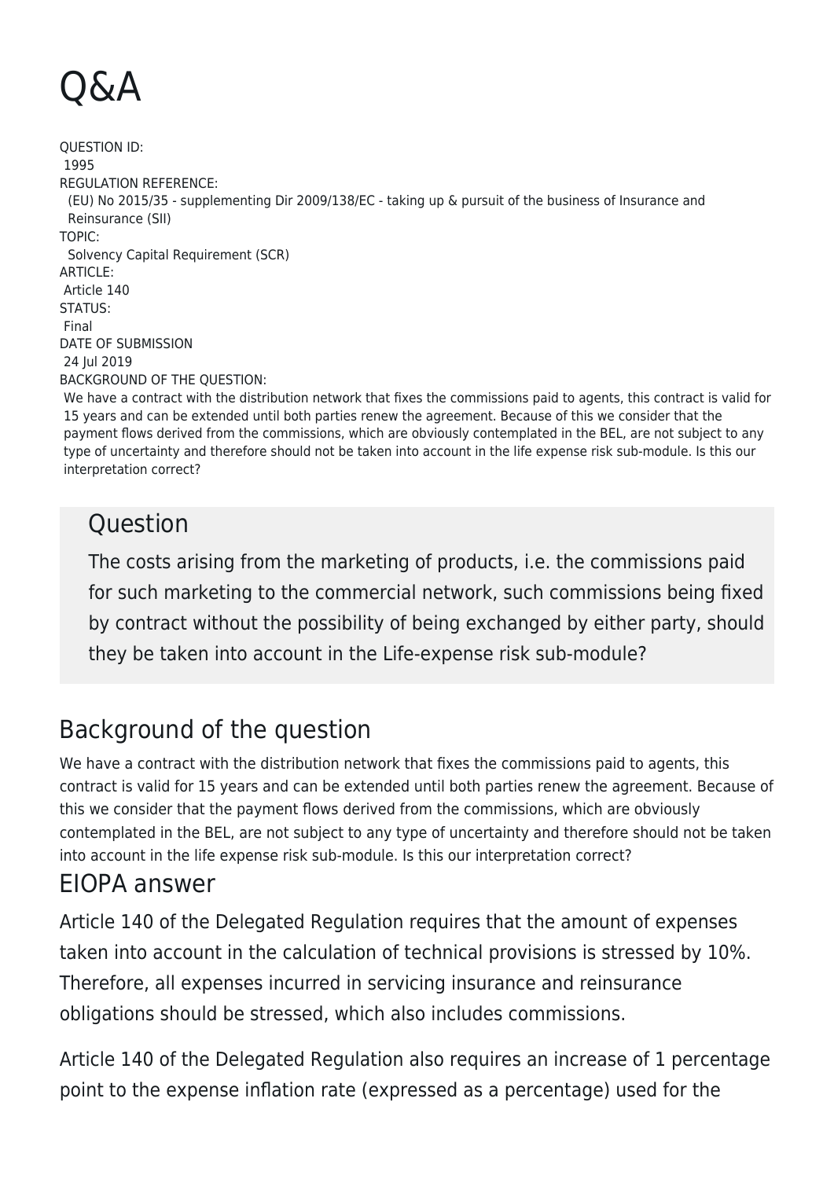# Q&A

QUESTION ID:
1995
REGULATION REFERENCE:
(EU) No 2015/35 - supplementing Dir 2009/138/EC - taking up & pursuit of the business of Insurance and Reinsurance (SII)
TOPIC:
Solvency Capital Requirement (SCR)
ARTICLE:
Article 140
STATUS:
Final
DATE OF SUBMISSION
24 Jul 2019
BACKGROUND OF THE QUESTION:
We have a contract with the distribution network that fixes the commissions paid to agents, this contract is valid for 15 years and can be extended until both parties renew the agreement. Because of this we consider that the payment flows derived from the commissions, which are obviously contemplated in the BEL, are not subject to any type of uncertainty and therefore should not be taken into account in the life expense risk sub-module. Is this our interpretation correct?

## Question

The costs arising from the marketing of products, i.e. the commissions paid for such marketing to the commercial network, such commissions being fixed by contract without the possibility of being exchanged by either party, should they be taken into account in the Life-expense risk sub-module?

## Background of the question

We have a contract with the distribution network that fixes the commissions paid to agents, this contract is valid for 15 years and can be extended until both parties renew the agreement. Because of this we consider that the payment flows derived from the commissions, which are obviously contemplated in the BEL, are not subject to any type of uncertainty and therefore should not be taken into account in the life expense risk sub-module. Is this our interpretation correct?

## EIOPA answer

Article 140 of the Delegated Regulation requires that the amount of expenses taken into account in the calculation of technical provisions is stressed by 10%. Therefore, all expenses incurred in servicing insurance and reinsurance obligations should be stressed, which also includes commissions.

Article 140 of the Delegated Regulation also requires an increase of 1 percentage point to the expense inflation rate (expressed as a percentage) used for the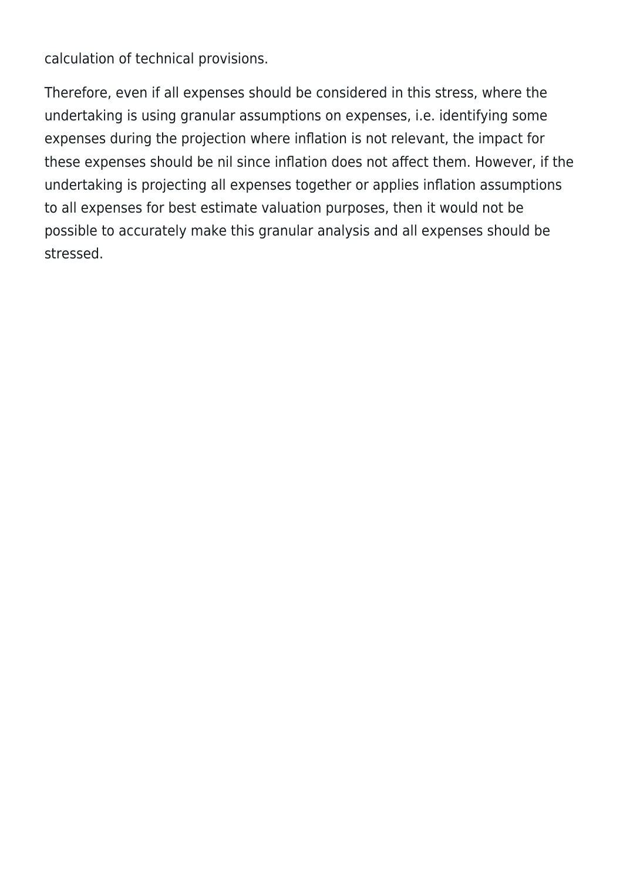calculation of technical provisions.

Therefore, even if all expenses should be considered in this stress, where the undertaking is using granular assumptions on expenses, i.e. identifying some expenses during the projection where inflation is not relevant, the impact for these expenses should be nil since inflation does not affect them. However, if the undertaking is projecting all expenses together or applies inflation assumptions to all expenses for best estimate valuation purposes, then it would not be possible to accurately make this granular analysis and all expenses should be stressed.